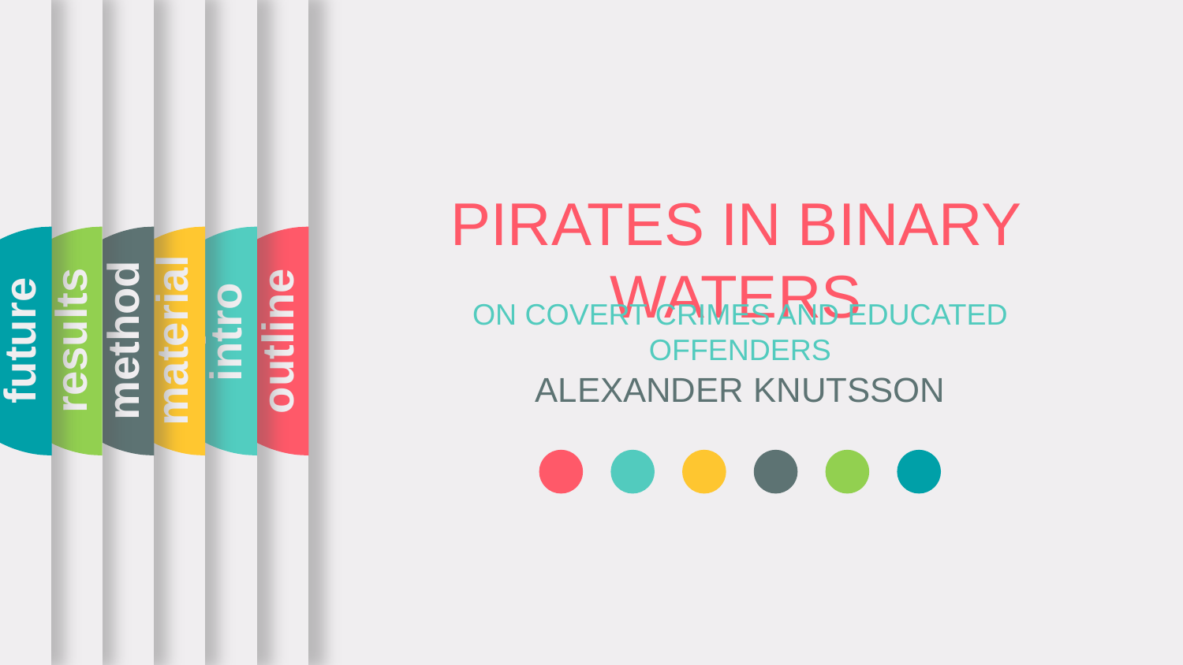# PIRATES IN BINARY WATERS

## ON COVERT CRIMES AND EDUCATED OFFENDERS

ALEXANDER KNUTSSON

future

results

method

material

intro

outline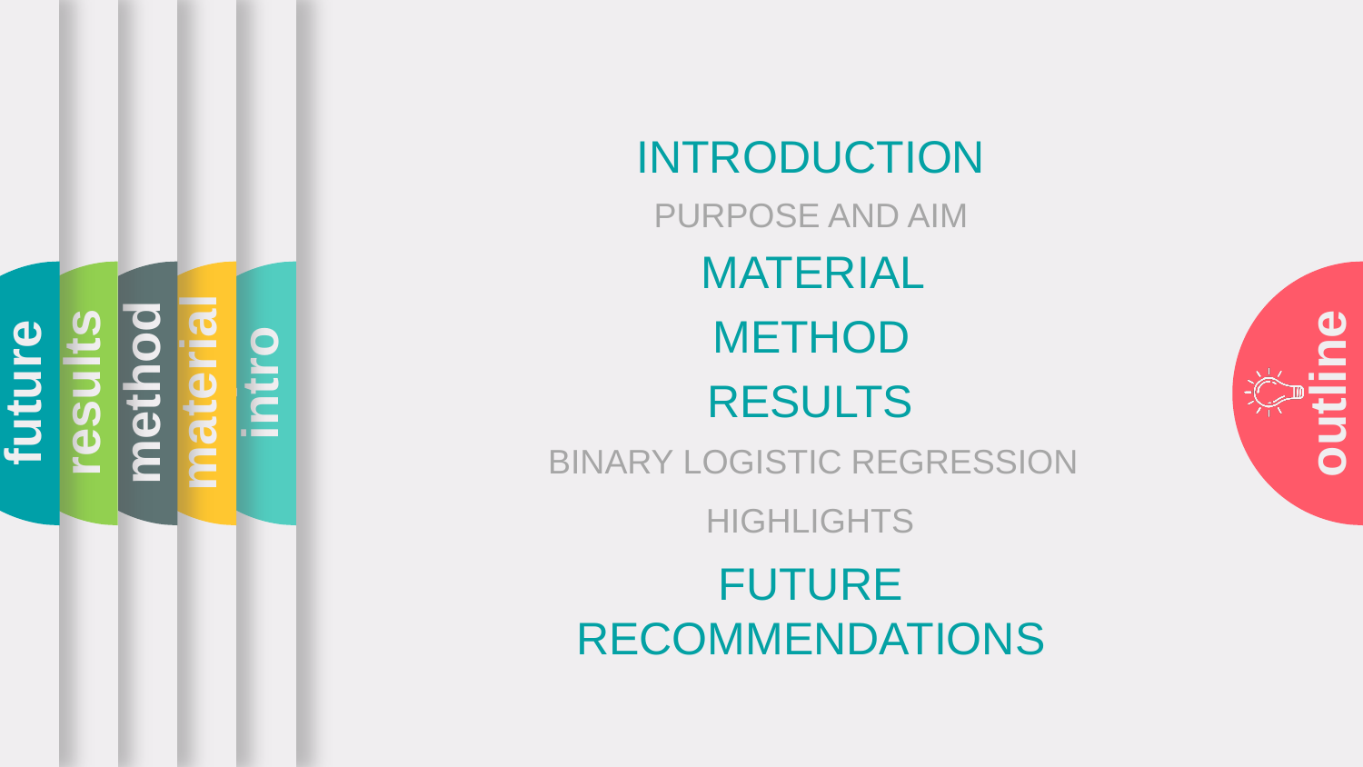# outline

## INTRODUCTION

### PURPOSE AND AIM

## MATERIAL

## METHOD

## RESULTS

### BINARY LOGISTIC REGRESSION

### HIGHLIGHTS

## FUTURE RECOMMENDATIONS

intro

material

method

results

future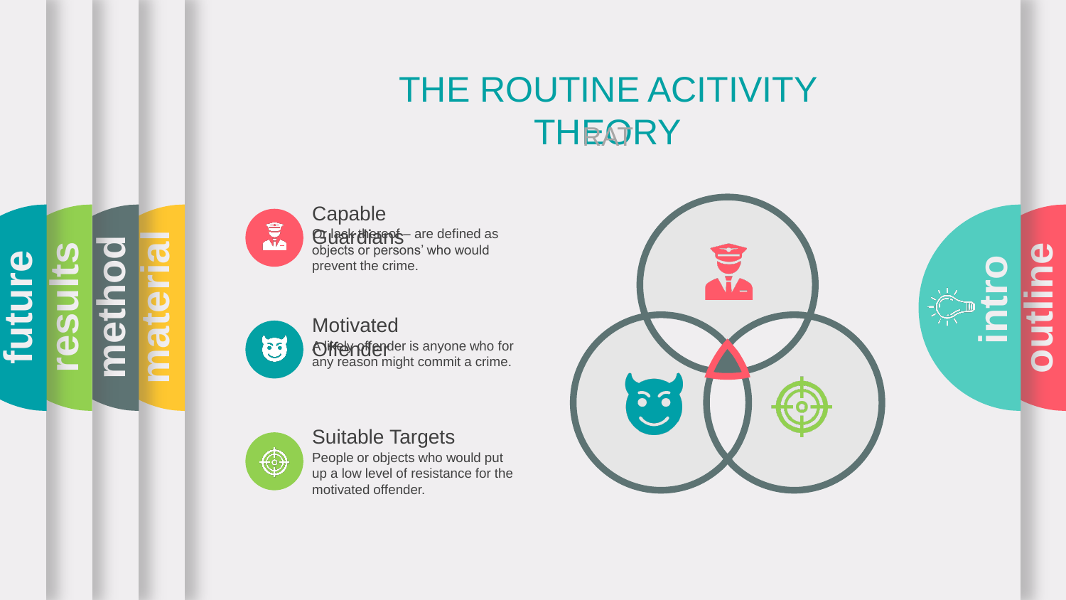# THE ROUTINE ACITIVITY THEORY

RAT

### Capable Guardians

Or lack thereof – are defined as objects or persons' who would prevent the crime.

### Motivated Offender

A likely offender is anyone who for any reason might commit a crime.

### Suitable Targets

People or objects who would put up a low level of resistance for the motivated offender.

future

results

method

material

intro

outline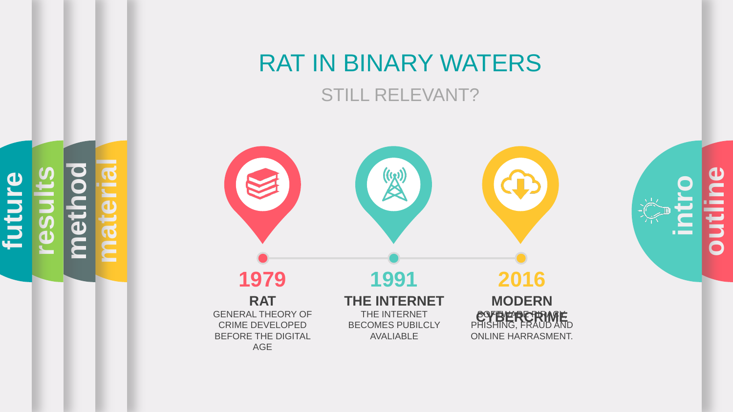# RAT IN BINARY WATERS

## STILL RELEVANT?

**1979**

**RAT**

GENERAL THEORY OF CRIME DEVELOPED BEFORE THE DIGITAL AGE

**1991**

**THE INTERNET**

THE INTERNET BECOMES PUBILCLY AVALIABLE

**2016**

**MODERN CYBERCRIME**

SOFTWARE PIRACY, PHISHING, FRAUD AND ONLINE HARRASMENT.

future | results | method | material | intro | outline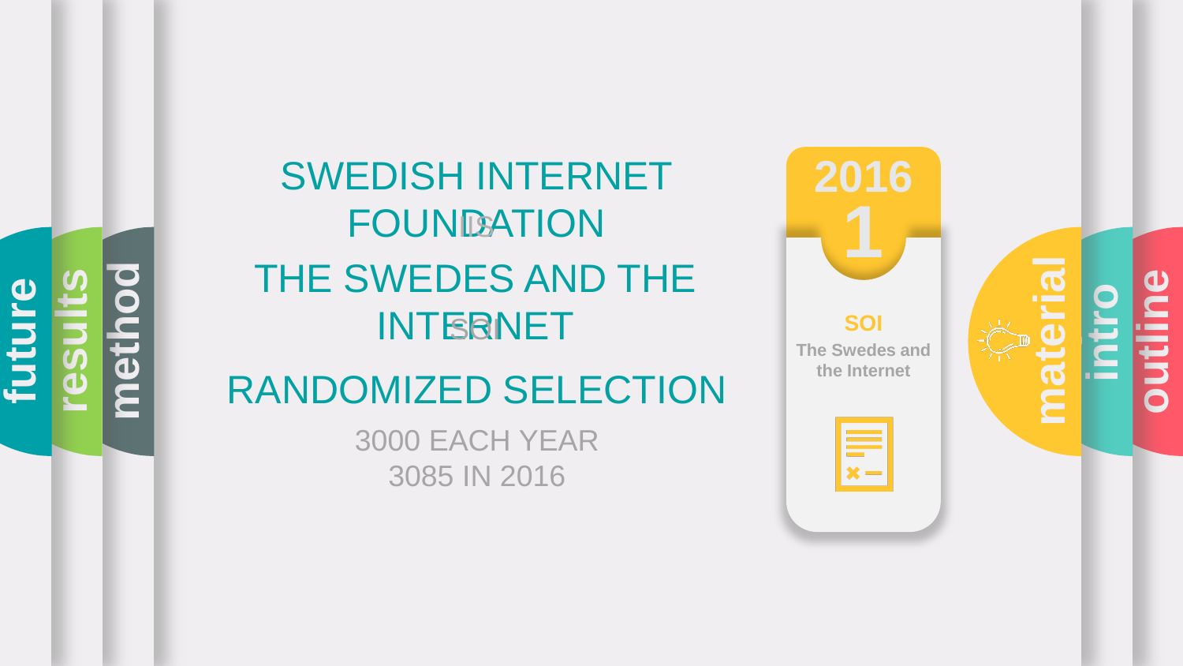SWEDISH INTERNET FOUNDATION

IS

THE SWEDES AND THE INTERNET

SOI

RANDOMIZED SELECTION

3000 EACH YEAR
3085 IN 2016

2016
1

SOI
The Swedes and the Internet

future | results | method | material | intro | outline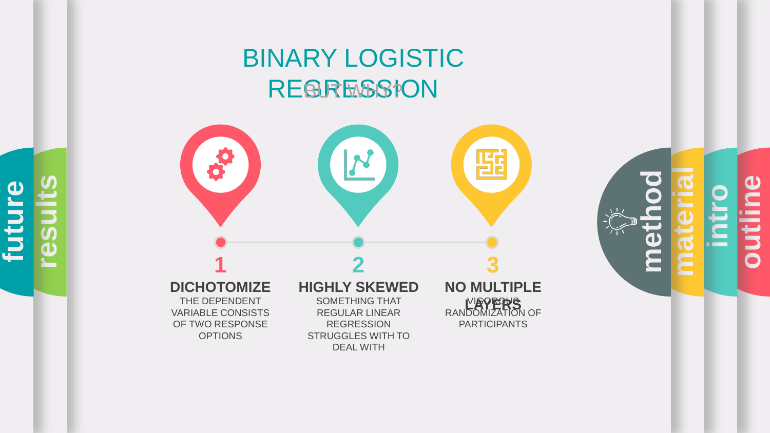# BINARY LOGISTIC REGRESSION

BUT WHY?

**1**

**DICHOTOMIZE**

THE DEPENDENT VARIABLE CONSISTS OF TWO RESPONSE OPTIONS

**2**

**HIGHLY SKEWED**

SOMETHING THAT REGULAR LINEAR REGRESSION STRUGGLES WITH TO DEAL WITH

**3**

**NO MULTIPLE LAYERS**

VIGOROUS RANDOMIZATION OF PARTICIPANTS

future

results

method

material

intro

outline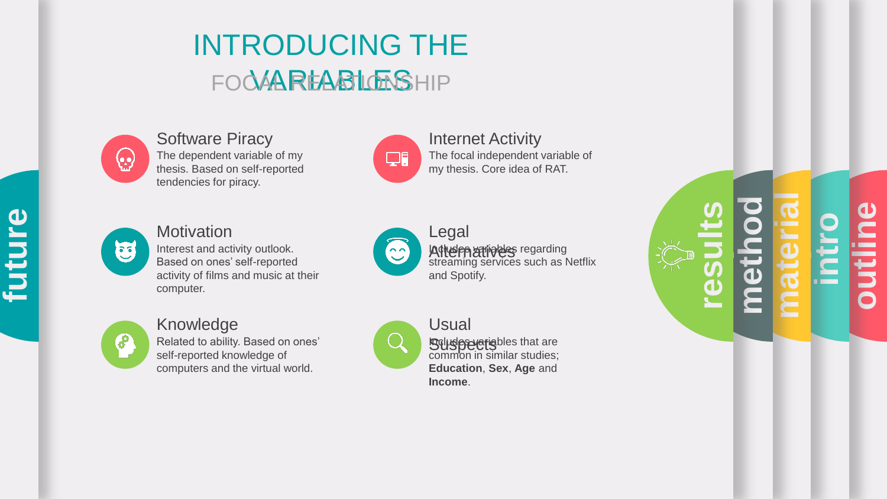# INTRODUCING THE VARIABLES

FOCAL RELATIONSHIP

### Software Piracy

The dependent variable of my thesis. Based on self-reported tendencies for piracy.

### Internet Activity

The focal independent variable of my thesis. Core idea of RAT.

### Motivation

Interest and activity outlook. Based on ones' self-reported activity of films and music at their computer.

### Legal Alternatives

Includes variables regarding streaming services such as Netflix and Spotify.

### Knowledge

Related to ability. Based on ones' self-reported knowledge of computers and the virtual world.

### Usual Suspects

Includes variables that are common in similar studies; **Education**, **Sex**, **Age** and **Income**.

future

results

method

material

intro

outline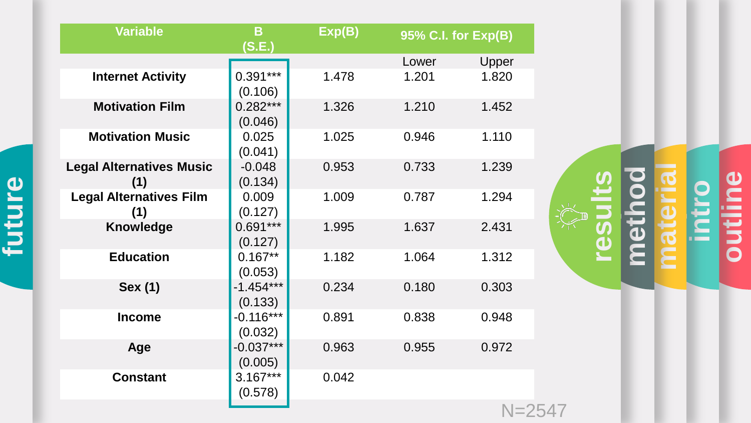| Variable | B (S.E.) | Exp(B) | 95% C.I. for Exp(B) | |
|---|---|---|---|---|
| | | | Lower | Upper |
| **Internet Activity** | 0.391*** (0.106) | 1.478 | 1.201 | 1.820 |
| **Motivation Film** | 0.282*** (0.046) | 1.326 | 1.210 | 1.452 |
| **Motivation Music** | 0.025 (0.041) | 1.025 | 0.946 | 1.110 |
| **Legal Alternatives Music (1)** | -0.048 (0.134) | 0.953 | 0.733 | 1.239 |
| **Legal Alternatives Film (1)** | 0.009 (0.127) | 1.009 | 0.787 | 1.294 |
| **Knowledge** | 0.691*** (0.127) | 1.995 | 1.637 | 2.431 |
| **Education** | 0.167** (0.053) | 1.182 | 1.064 | 1.312 |
| **Sex (1)** | -1.454*** (0.133) | 0.234 | 0.180 | 0.303 |
| **Income** | -0.116*** (0.032) | 0.891 | 0.838 | 0.948 |
| **Age** | -0.037*** (0.005) | 0.963 | 0.955 | 0.972 |
| **Constant** | 3.167*** (0.578) | 0.042 | | |

N=2547

future | results | method | material | intro | outline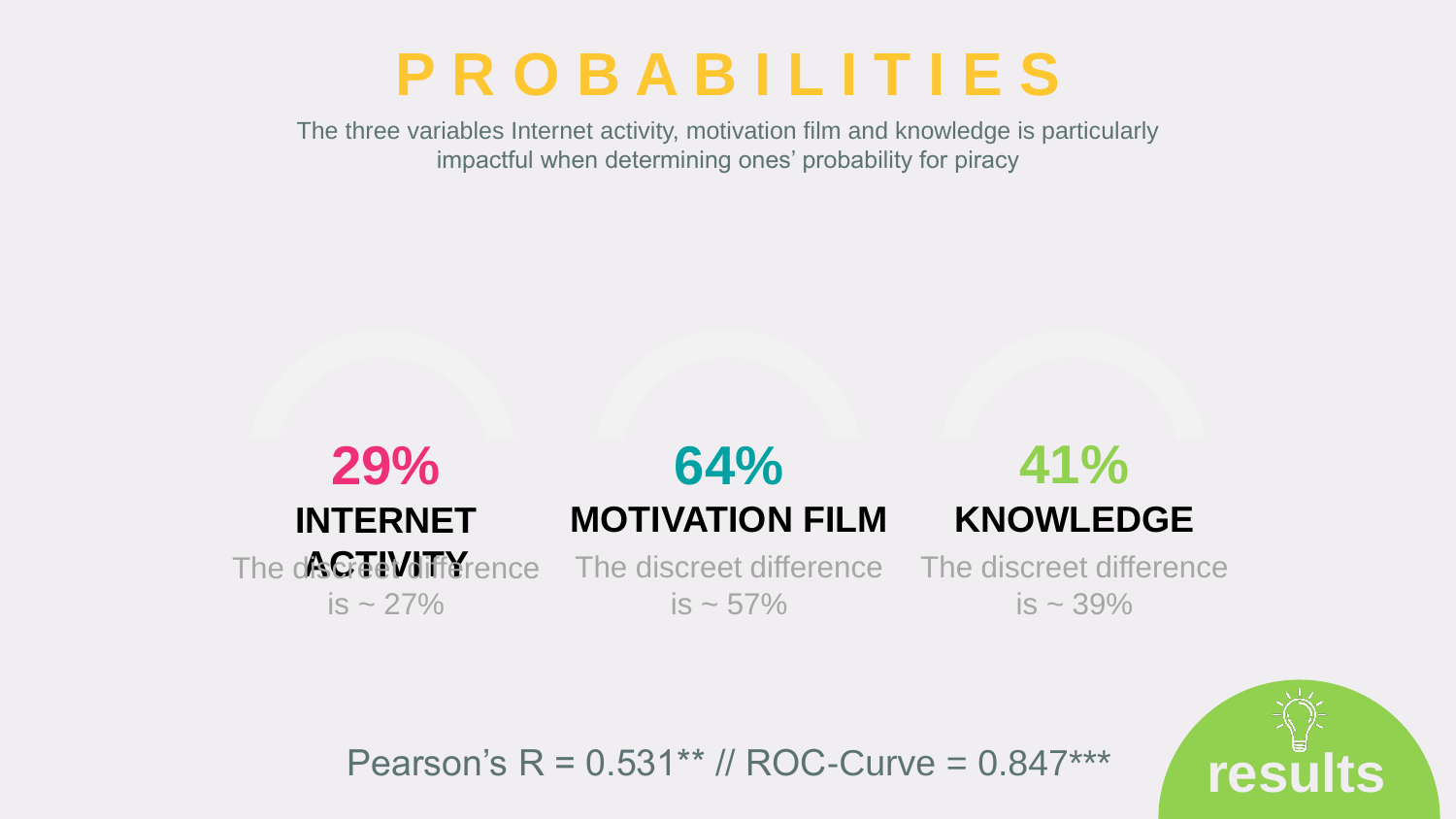# PROBABILITIES

The three variables Internet activity, motivation film and knowledge is particularly impactful when determining ones' probability for piracy

**29%**
**INTERNET ACTIVITY**
The discreet difference is ~ 27%

**64%**
**MOTIVATION FILM**
The discreet difference is ~ 57%

**41%**
**KNOWLEDGE**
The discreet difference is ~ 39%

Pearson's R = 0.531** // ROC-Curve = 0.847***

results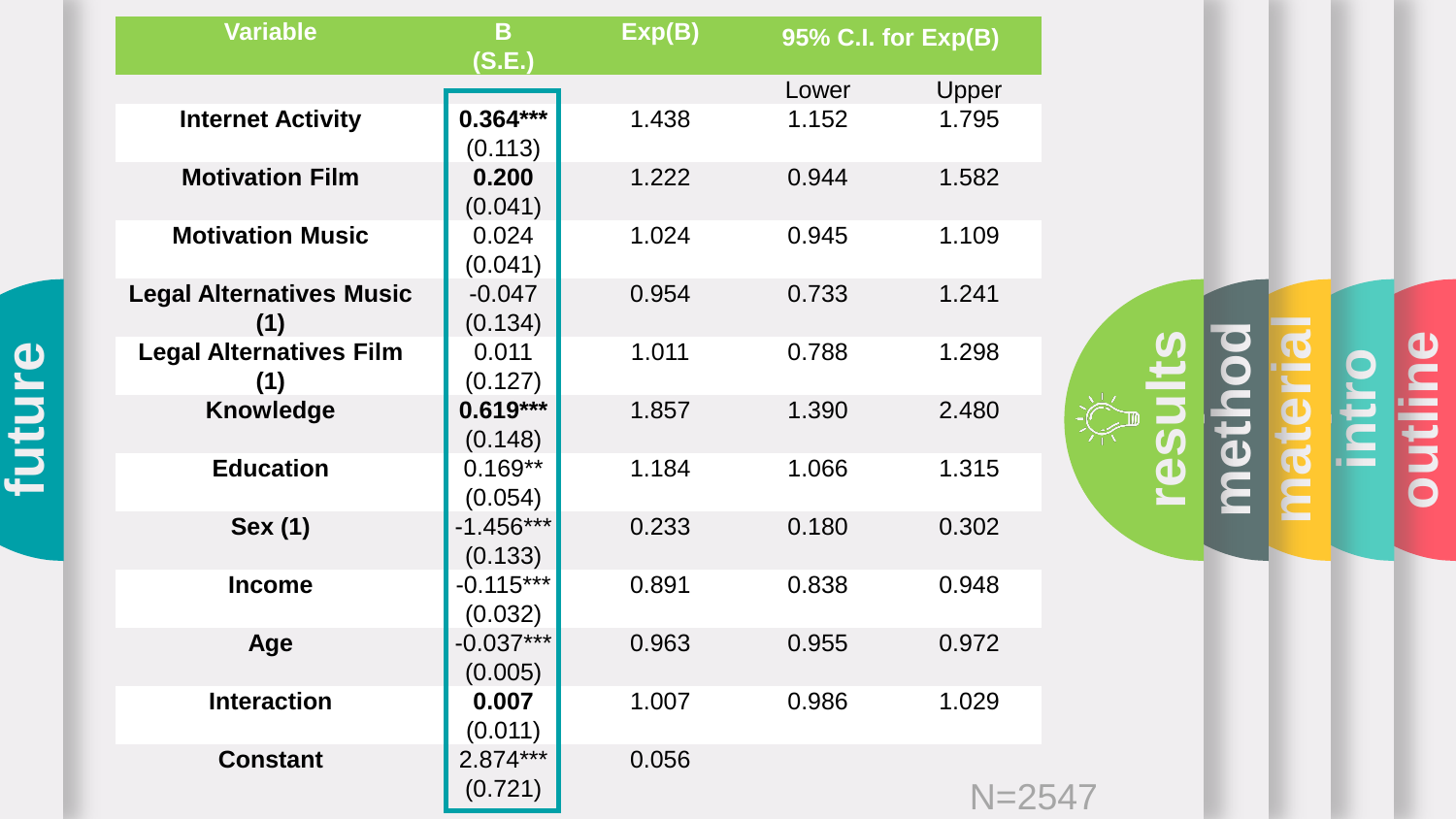| Variable | B (S.E.) | Exp(B) | 95% C.I. for Exp(B) | |
|---|---|---|---|---|
| | | | Lower | Upper |
| **Internet Activity** | **0.364***** (0.113) | 1.438 | 1.152 | 1.795 |
| **Motivation Film** | **0.200** (0.041) | 1.222 | 0.944 | 1.582 |
| **Motivation Music** | 0.024 (0.041) | 1.024 | 0.945 | 1.109 |
| **Legal Alternatives Music (1)** | -0.047 (0.134) | 0.954 | 0.733 | 1.241 |
| **Legal Alternatives Film (1)** | 0.011 (0.127) | 1.011 | 0.788 | 1.298 |
| **Knowledge** | **0.619***** (0.148) | 1.857 | 1.390 | 2.480 |
| **Education** | 0.169** (0.054) | 1.184 | 1.066 | 1.315 |
| **Sex (1)** | -1.456*** (0.133) | 0.233 | 0.180 | 0.302 |
| **Income** | -0.115*** (0.032) | 0.891 | 0.838 | 0.948 |
| **Age** | -0.037*** (0.005) | 0.963 | 0.955 | 0.972 |
| **Interaction** | **0.007** (0.011) | 1.007 | 0.986 | 1.029 |
| **Constant** | 2.874*** (0.721) | 0.056 | | |

N=2547

future

results

method

material

intro

outline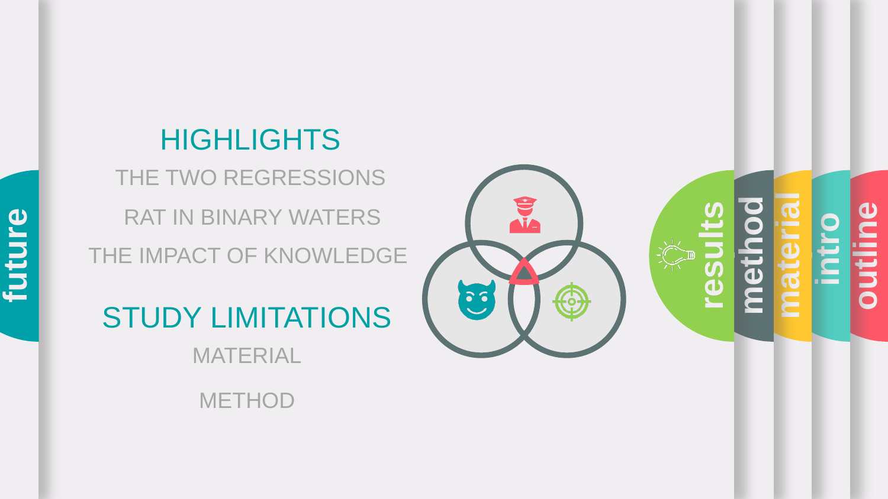future

## HIGHLIGHTS

THE TWO REGRESSIONS

RAT IN BINARY WATERS

THE IMPACT OF KNOWLEDGE

## STUDY LIMITATIONS

MATERIAL

METHOD

results

method

material

intro

outline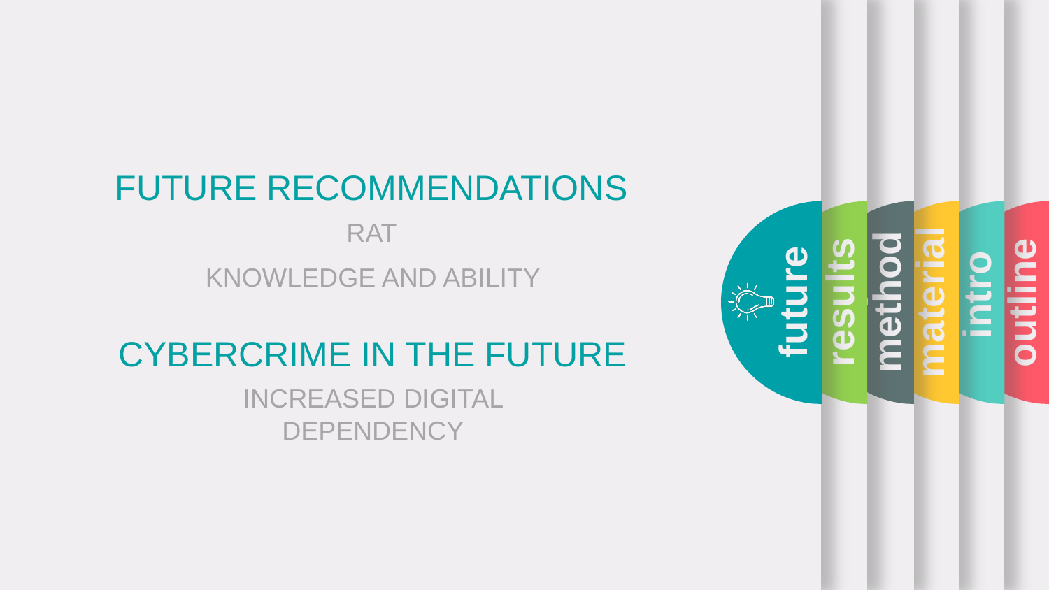## FUTURE RECOMMENDATIONS

RAT

KNOWLEDGE AND ABILITY

## CYBERCRIME IN THE FUTURE

INCREASED DIGITAL DEPENDENCY

future

results

method

material

intro

outline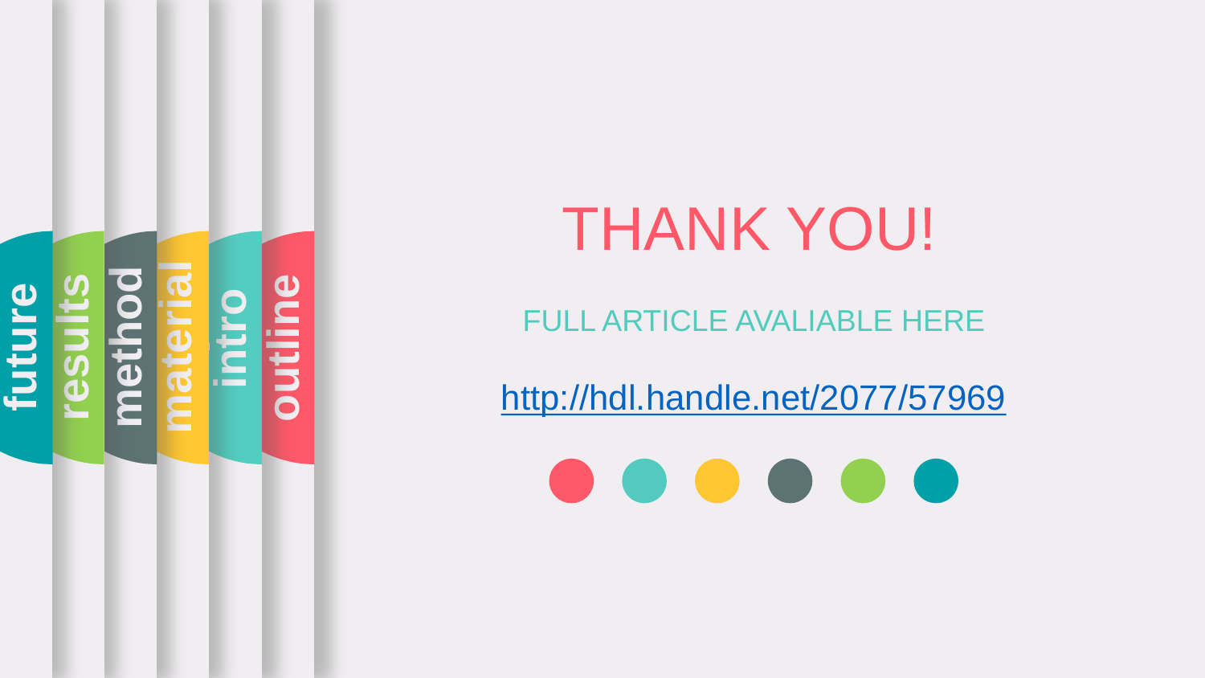future

results

method

material

intro

outline

# THANK YOU!

FULL ARTICLE AVALIABLE HERE

http://hdl.handle.net/2077/57969